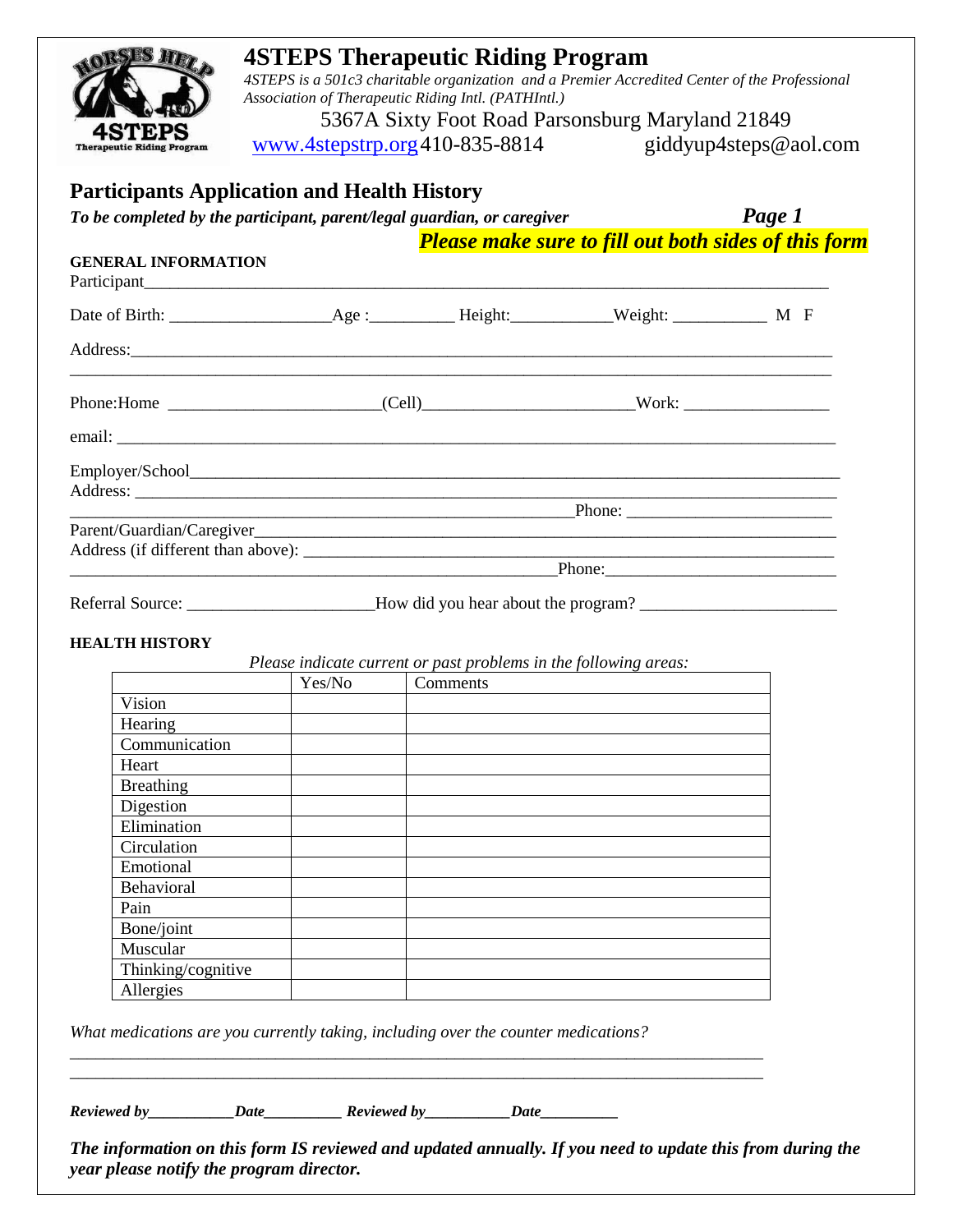# 4STEPS Therapeutic Riding Program

*4STEPS is a 501c3 charitable organization and a Premier Accredited Center of the Professional Association of Therapeutic Riding Intl. (PATHIntl.)*

5367A Sixty Foot Road Parsonsburg Maryland 21849

www.4stepstrp.org 410-835-8814 giddyup4steps@aol.com

## Participants Application and Health History

***To be completed by the participant, parent/legal guardian, or caregiver*** ***Page 1***

***Please make sure to fill out both sides of this form***

**GENERAL INFORMATION**

Participant_______________________________________________________________________________

Date of Birth: __________________Age :_________ Height:___________Weight: ___________ M F

Address:_________________________________________________________________________________

_________________________________________________________________________________________

Phone:Home ________________________(Cell)________________________Work: ________________

email: ___________________________________________________________________________________

Employer/School___________________________________________________________________________

Address: _________________________________________________________________________________

_______________________________________________________Phone: _______________________

Parent/Guardian/Caregiver___________________________________________________________________

Address (if different than above): _____________________________________________________________

_____________________________________________________Phone:___________________________

Referral Source: _____________________How did you hear about the program? _______________________

**HEALTH HISTORY**

*Please indicate current or past problems in the following areas:*

| | Yes/No | Comments |
|---|---|---|
| Vision | | |
| Hearing | | |
| Communication | | |
| Heart | | |
| Breathing | | |
| Digestion | | |
| Elimination | | |
| Circulation | | |
| Emotional | | |
| Behavioral | | |
| Pain | | |
| Bone/joint | | |
| Muscular | | |
| Thinking/cognitive | | |
| Allergies | | |

*What medications are you currently taking, including over the counter medications?*

_________________________________________________________________________________

_________________________________________________________________________________

***Reviewed by___________Date__________ Reviewed by___________Date__________***

***The information on this form IS reviewed and updated annually. If you need to update this from during the year please notify the program director.***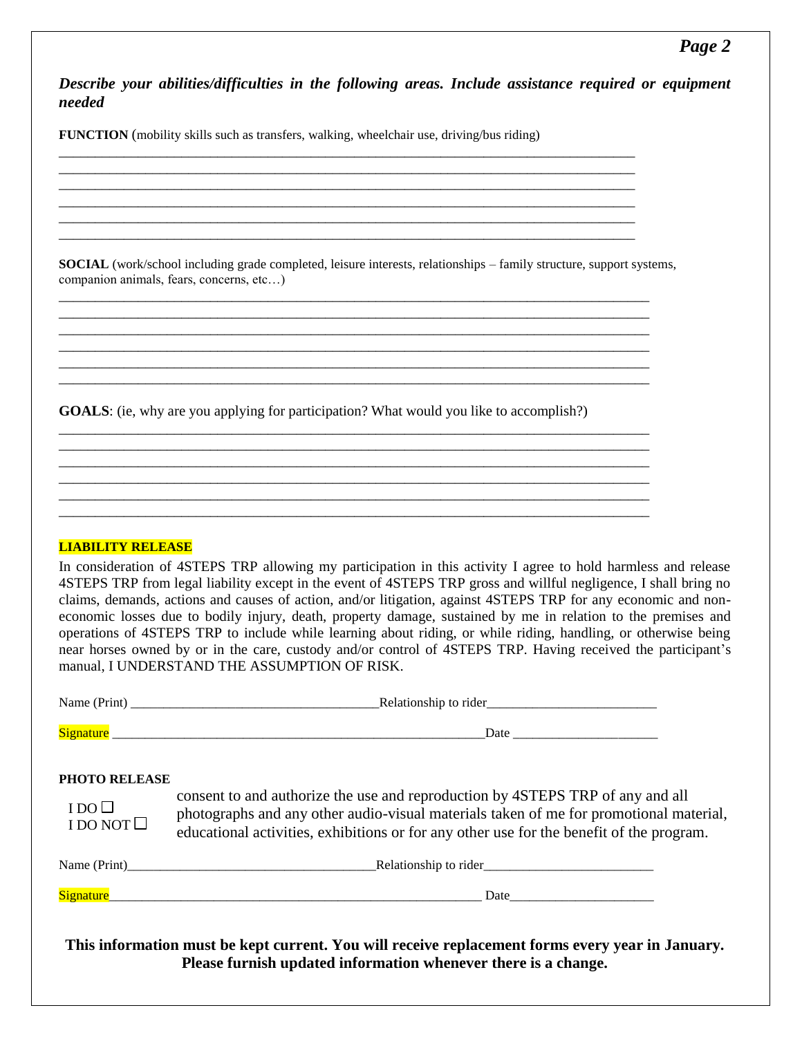***Describe your abilities/difficulties in the following areas. Include assistance required or equipment needed***

**FUNCTION** (mobility skills such as transfers, walking, wheelchair use, driving/bus riding)

______________________________________________________________________________
______________________________________________________________________________
______________________________________________________________________________
______________________________________________________________________________
______________________________________________________________________________
______________________________________________________________________________

**SOCIAL** (work/school including grade completed, leisure interests, relationships – family structure, support systems, companion animals, fears, concerns, etc…)

______________________________________________________________________________
______________________________________________________________________________
______________________________________________________________________________
______________________________________________________________________________
______________________________________________________________________________
______________________________________________________________________________

**GOALS**: (ie, why are you applying for participation? What would you like to accomplish?)

______________________________________________________________________________
______________________________________________________________________________
______________________________________________________________________________
______________________________________________________________________________
______________________________________________________________________________
______________________________________________________________________________

**LIABILITY RELEASE**

In consideration of 4STEPS TRP allowing my participation in this activity I agree to hold harmless and release 4STEPS TRP from legal liability except in the event of 4STEPS TRP gross and willful negligence, I shall bring no claims, demands, actions and causes of action, and/or litigation, against 4STEPS TRP for any economic and non-economic losses due to bodily injury, death, property damage, sustained by me in relation to the premises and operations of 4STEPS TRP to include while learning about riding, or while riding, handling, or otherwise being near horses owned by or in the care, custody and/or control of 4STEPS TRP. Having received the participant's manual, I UNDERSTAND THE ASSUMPTION OF RISK.

Name (Print) _____________________________________ Relationship to rider_________________________

Signature ________________________________________________________ Date _____________________

**PHOTO RELEASE**

I DO ☐
I DO NOT ☐

consent to and authorize the use and reproduction by 4STEPS TRP of any and all photographs and any other audio-visual materials taken of me for promotional material, educational activities, exhibitions or for any other use for the benefit of the program.

Name (Print)_____________________________________ Relationship to rider_________________________

Signature________________________________________________________ Date_____________________

**This information must be kept current. You will receive replacement forms every year in January. Please furnish updated information whenever there is a change.**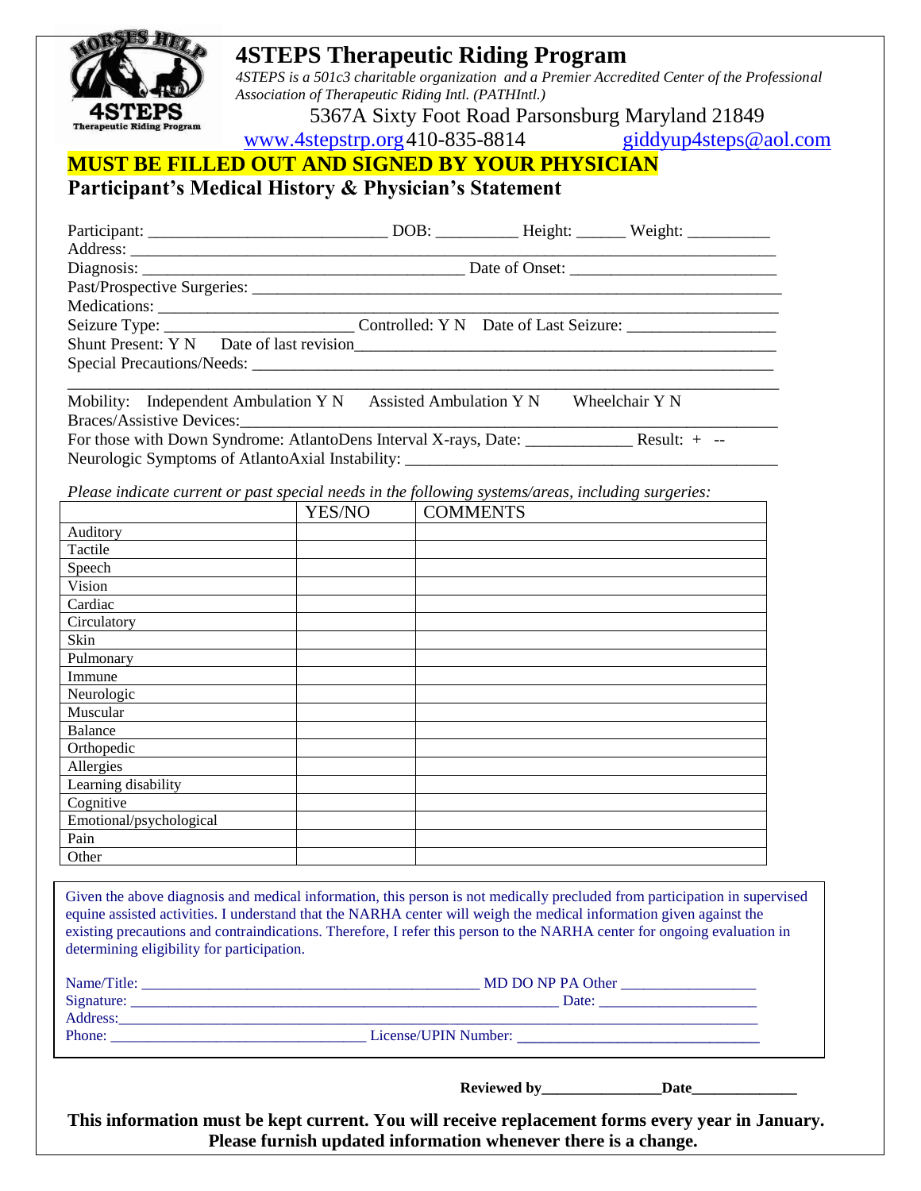# 4STEPS Therapeutic Riding Program

*4STEPS is a 501c3 charitable organization and a Premier Accredited Center of the Professional Association of Therapeutic Riding Intl. (PATHIntl.)*

5367A Sixty Foot Road Parsonsburg Maryland 21849

www.4stepstrp.org 410-835-8814 giddyup4steps@aol.com

## MUST BE FILLED OUT AND SIGNED BY YOUR PHYSICIAN

## Participant's Medical History & Physician's Statement

Participant: ____________________________ DOB: __________ Height: ______ Weight: __________

Address: ______________________________________________________________________

Diagnosis: ______________________________________ Date of Onset: ________________________

Past/Prospective Surgeries: ______________________________________________________________

Medications: ______________________________________________________________________

Seizure Type: ______________________ Controlled: Y N Date of Last Seizure: _________________

Shunt Present: Y N Date of last revision____________________________________________________

Special Precautions/Needs: _______________________________________________________________

______________________________________________________________________________

Mobility: Independent Ambulation Y N Assisted Ambulation Y N Wheelchair Y N

Braces/Assistive Devices:_________________________________________________________________

For those with Down Syndrome: AtlantoDens Interval X-rays, Date: ____________ Result: + --

Neurologic Symptoms of AtlantoAxial Instability: ____________________________________________

*Please indicate current or past special needs in the following systems/areas, including surgeries:*

| | YES/NO | COMMENTS |
|---|---|---|
| Auditory | | |
| Tactile | | |
| Speech | | |
| Vision | | |
| Cardiac | | |
| Circulatory | | |
| Skin | | |
| Pulmonary | | |
| Immune | | |
| Neurologic | | |
| Muscular | | |
| Balance | | |
| Orthopedic | | |
| Allergies | | |
| Learning disability | | |
| Cognitive | | |
| Emotional/psychological | | |
| Pain | | |
| Other | | |

Given the above diagnosis and medical information, this person is not medically precluded from participation in supervised equine assisted activities. I understand that the NARHA center will weigh the medical information given against the existing precautions and contraindications. Therefore, I refer this person to the NARHA center for ongoing evaluation in determining eligibility for participation.

Name/Title: ____________________________________________ MD DO NP PA Other _________________

Signature: ________________________________________________________ Date: ____________________

Address:____________________________________________________________________________________

Phone: _________________________________ License/UPIN Number: _______________________________

**Reviewed by_______________Date_____________**

**This information must be kept current. You will receive replacement forms every year in January. Please furnish updated information whenever there is a change.**